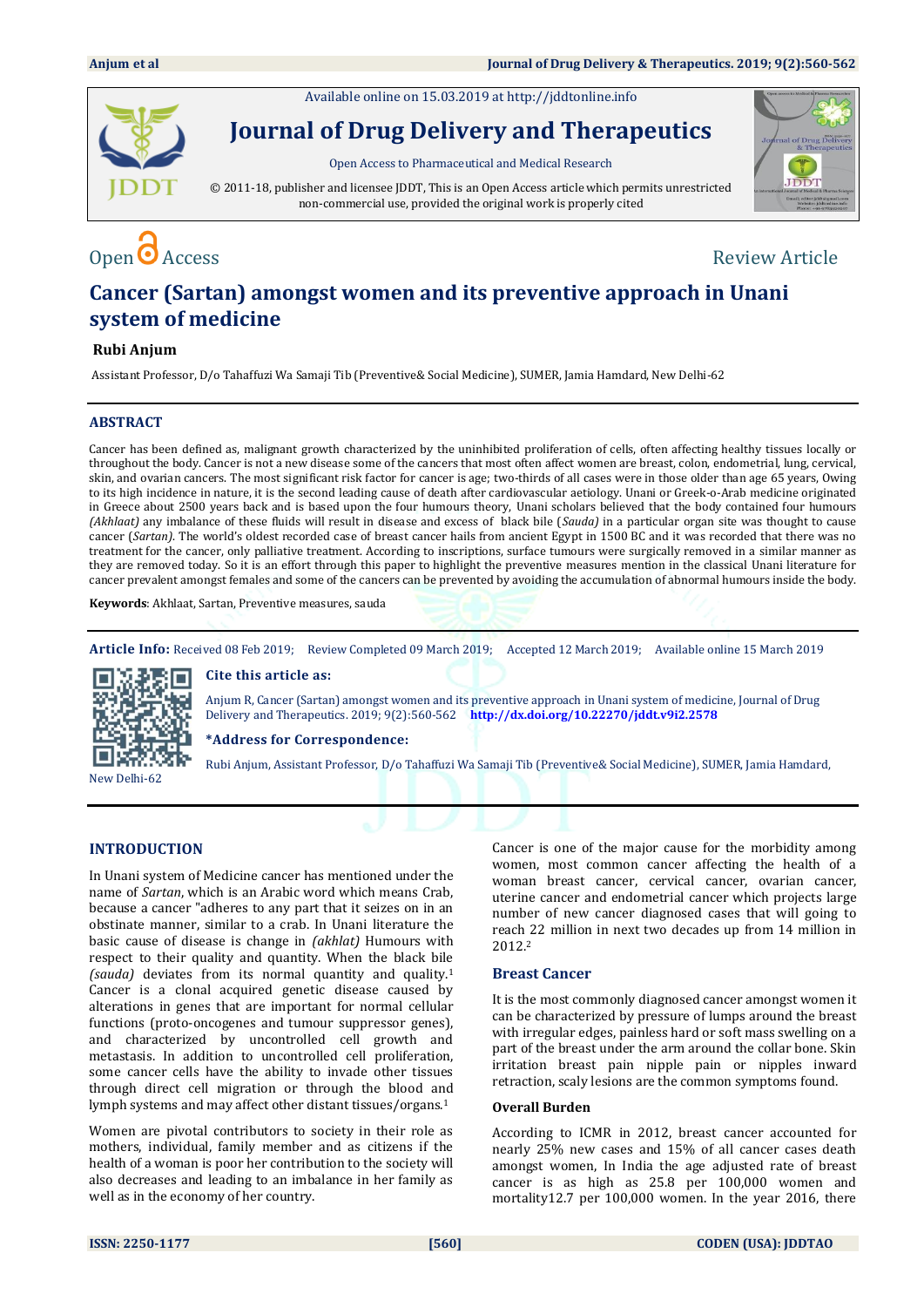Available online on 15.03.2019 at http://jddtonline.info

# Journal of Drug Delivery and Therapeutics

Open Access to Pharmaceutical and Medical Research

© 2011-18, publisher and licensee JDDT, This is an Open Access article which permits unrestricted non-commercial use, provided the original work is properly cited

Open Access Review Article

# Cancer (Sartan) amongst women and its preventive approach in Unani system of medicine

**Rubi Anjum**

Assistant Professor, D/o Tahaffuzi Wa Samaji Tib (Preventive& Social Medicine), SUMER, Jamia Hamdard, New Delhi-62

## ABSTRACT

Cancer has been defined as, malignant growth characterized by the uninhibited proliferation of cells, often affecting healthy tissues locally or throughout the body. Cancer is not a new disease some of the cancers that most often affect women are breast, colon, endometrial, lung, cervical, skin, and ovarian cancers. The most significant risk factor for cancer is age; two-thirds of all cases were in those older than age 65 years, Owing to its high incidence in nature, it is the second leading cause of death after cardiovascular aetiology. Unani or Greek-o-Arab medicine originated in Greece about 2500 years back and is based upon the four humours theory, Unani scholars believed that the body contained four humours *(Akhlaat)* any imbalance of these fluids will result in disease and excess of black bile (*Sauda)* in a particular organ site was thought to cause cancer (*Sartan)*. The world's oldest recorded case of breast cancer hails from ancient Egypt in 1500 BC and it was recorded that there was no treatment for the cancer, only palliative treatment. According to inscriptions, surface tumours were surgically removed in a similar manner as they are removed today. So it is an effort through this paper to highlight the preventive measures mention in the classical Unani literature for cancer prevalent amongst females and some of the cancers can be prevented by avoiding the accumulation of abnormal humours inside the body.

**Keywords**: Akhlaat, Sartan, Preventive measures, sauda

**Article Info:** Received 08 Feb 2019; Review Completed 09 March 2019; Accepted 12 March 2019; Available online 15 March 2019

**Cite this article as:**

Anjum R, Cancer (Sartan) amongst women and its preventive approach in Unani system of medicine, Journal of Drug Delivery and Therapeutics. 2019; 9(2):560-562 **http://dx.doi.org/10.22270/jddt.v9i2.2578**

***Address for Correspondence:**

Rubi Anjum, Assistant Professor, D/o Tahaffuzi Wa Samaji Tib (Preventive& Social Medicine), SUMER, Jamia Hamdard, New Delhi-62

## INTRODUCTION

In Unani system of Medicine cancer has mentioned under the name of *Sartan*, which is an Arabic word which means Crab, because a cancer "adheres to any part that it seizes on in an obstinate manner, similar to a crab. In Unani literature the basic cause of disease is change in *(akhlat)* Humours with respect to their quality and quantity. When the black bile *(sauda)* deviates from its normal quantity and quality.[1] Cancer is a clonal acquired genetic disease caused by alterations in genes that are important for normal cellular functions (proto-oncogenes and tumour suppressor genes), and characterized by uncontrolled cell growth and metastasis. In addition to uncontrolled cell proliferation, some cancer cells have the ability to invade other tissues through direct cell migration or through the blood and lymph systems and may affect other distant tissues/organs.[1]

Women are pivotal contributors to society in their role as mothers, individual, family member and as citizens if the health of a woman is poor her contribution to the society will also decreases and leading to an imbalance in her family as well as in the economy of her country.

Cancer is one of the major cause for the morbidity among women, most common cancer affecting the health of a woman breast cancer, cervical cancer, ovarian cancer, uterine cancer and endometrial cancer which projects large number of new cancer diagnosed cases that will going to reach 22 million in next two decades up from 14 million in 2012.[2]

### Breast Cancer

It is the most commonly diagnosed cancer amongst women it can be characterized by pressure of lumps around the breast with irregular edges, painless hard or soft mass swelling on a part of the breast under the arm around the collar bone. Skin irritation breast pain nipple pain or nipples inward retraction, scaly lesions are the common symptoms found.

#### Overall Burden

According to ICMR in 2012, breast cancer accounted for nearly 25% new cases and 15% of all cancer cases death amongst women, In India the age adjusted rate of breast cancer is as high as 25.8 per 100,000 women and mortality12.7 per 100,000 women. In the year 2016, there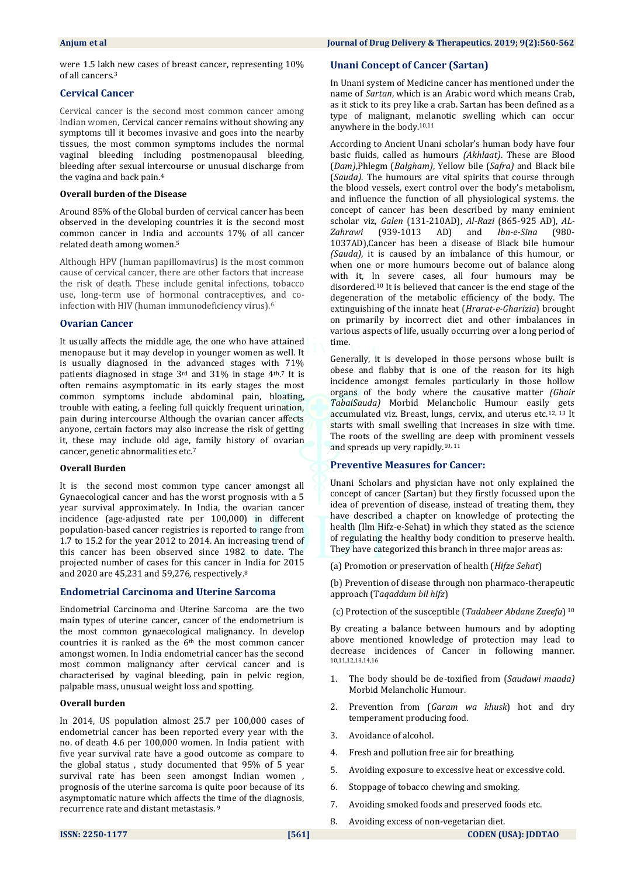were 1.5 lakh new cases of breast cancer, representing 10% of all cancers.[3]

## Cervical Cancer

Cervical cancer is the second most common cancer among Indian women, Cervical cancer remains without showing any symptoms till it becomes invasive and goes into the nearby tissues, the most common symptoms includes the normal vaginal bleeding including postmenopausal bleeding, bleeding after sexual intercourse or unusual discharge from the vagina and back pain.[4]

### Overall burden of the Disease

Around 85% of the Global burden of cervical cancer has been observed in the developing countries it is the second most common cancer in India and accounts 17% of all cancer related death among women.[5]

Although HPV (human papillomavirus) is the most common cause of cervical cancer, there are other factors that increase the risk of death. These include genital infections, tobacco use, long-term use of hormonal contraceptives, and co-infection with HIV (human immunodeficiency virus).[6]

## Ovarian Cancer

It usually affects the middle age, the one who have attained menopause but it may develop in younger women as well. It is usually diagnosed in the advanced stages with 71% patients diagnosed in stage 3rd and 31% in stage 4th.[7] It is often remains asymptomatic in its early stages the most common symptoms include abdominal pain, bloating, trouble with eating, a feeling full quickly frequent urination, pain during intercourse Although the ovarian cancer affects anyone, certain factors may also increase the risk of getting it, these may include old age, family history of ovarian cancer, genetic abnormalities etc.[7]

### Overall Burden

It is the second most common type cancer amongst all Gynaecological cancer and has the worst prognosis with a 5 year survival approximately. In India, the ovarian cancer incidence (age-adjusted rate per 100,000) in different population-based cancer registries is reported to range from 1.7 to 15.2 for the year 2012 to 2014. An increasing trend of this cancer has been observed since 1982 to date. The projected number of cases for this cancer in India for 2015 and 2020 are 45,231 and 59,276, respectively.[8]

## Endometrial Carcinoma and Uterine Sarcoma

Endometrial Carcinoma and Uterine Sarcoma are the two main types of uterine cancer, cancer of the endometrium is the most common gynaecological malignancy. In develop countries it is ranked as the 6th the most common cancer amongst women. In India endometrial cancer has the second most common malignancy after cervical cancer and is characterised by vaginal bleeding, pain in pelvic region, palpable mass, unusual weight loss and spotting.

### Overall burden

In 2014, US population almost 25.7 per 100,000 cases of endometrial cancer has been reported every year with the no. of death 4.6 per 100,000 women. In India patient with five year survival rate have a good outcome as compare to the global status , study documented that 95% of 5 year survival rate has been seen amongst Indian women , prognosis of the uterine sarcoma is quite poor because of its asymptomatic nature which affects the time of the diagnosis, recurrence rate and distant metastasis.[9]

## Unani Concept of Cancer (Sartan)

In Unani system of Medicine cancer has mentioned under the name of *Sartan*, which is an Arabic word which means Crab, as it stick to its prey like a crab. Sartan has been defined as a type of malignant, melanotic swelling which can occur anywhere in the body.[10,11]

According to Ancient Unani scholar's human body have four basic fluids, called as humours *(Akhlaat)*. These are Blood (*Dam)*,Phlegm (*Balgham)*, Yellow bile (*Safra)* and Black bile (*Sauda)*. The humours are vital spirits that course through the blood vessels, exert control over the body's metabolism, and influence the function of all physiological systems. the concept of cancer has been described by many eminient scholar viz, *Galen* (131-210AD), *Al-Razi* (865-925 AD), *AL-Zahrawi* (939-1013 AD) and *Ibn-e-Sina* (980-1037AD),Cancer has been a disease of Black bile humour *(Sauda)*, it is caused by an imbalance of this humour, or when one or more humours become out of balance along with it, In severe cases, all four humours may be disordered.[10] It is believed that cancer is the end stage of the degeneration of the metabolic efficiency of the body. The extinguishing of the innate heat (*Hrarat-e-Gharizia*) brought on primarily by incorrect diet and other imbalances in various aspects of life, usually occurring over a long period of time.

Generally, it is developed in those persons whose built is obese and flabby that is one of the reason for its high incidence amongst females particularly in those hollow organs of the body where the causative matter *(Ghair TabaiSauda)* Morbid Melancholic Humour easily gets accumulated viz. Breast, lungs, cervix, and uterus etc.[12, 13] It starts with small swelling that increases in size with time. The roots of the swelling are deep with prominent vessels and spreads up very rapidly.[10, 11]

## Preventive Measures for Cancer:

Unani Scholars and physician have not only explained the concept of cancer (Sartan) but they firstly focussed upon the idea of prevention of disease, instead of treating them, they have described a chapter on knowledge of protecting the health (Ilm Hifz-e-Sehat) in which they stated as the science of regulating the healthy body condition to preserve health. They have categorized this branch in three major areas as:

(a) Promotion or preservation of health (*Hifze Sehat*)

(b) Prevention of disease through non pharmaco-therapeutic approach (T*aqaddum bil hifz*)

(c) Protection of the susceptible (*Tadabeer Abdane Zaeefa*) [10]

By creating a balance between humours and by adopting above mentioned knowledge of protection may lead to decrease incidences of Cancer in following manner. [10,11,12,13,14,16]

1. The body should be de-toxified from (*Saudawi maada)* Morbid Melancholic Humour.
2. Prevention from (*Garam wa khusk*) hot and dry temperament producing food.
3. Avoidance of alcohol.
4. Fresh and pollution free air for breathing.
5. Avoiding exposure to excessive heat or excessive cold.
6. Stoppage of tobacco chewing and smoking.
7. Avoiding smoked foods and preserved foods etc.
8. Avoiding excess of non-vegetarian diet.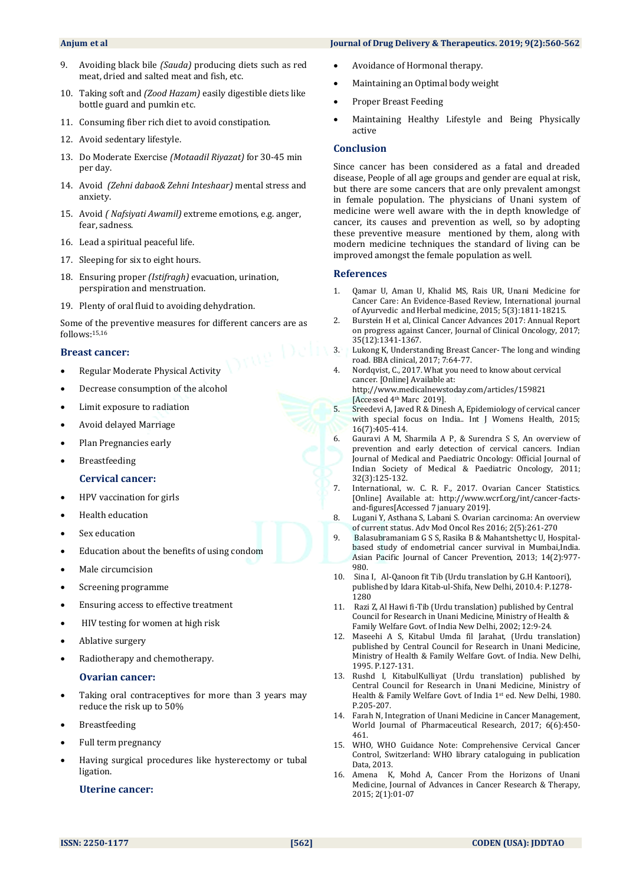9. Avoiding black bile *(Sauda)* producing diets such as red meat, dried and salted meat and fish, etc.
10. Taking soft and *(Zood Hazam)* easily digestible diets like bottle guard and pumkin etc.
11. Consuming fiber rich diet to avoid constipation.
12. Avoid sedentary lifestyle.
13. Do Moderate Exercise *(Motaadil Riyazat)* for 30-45 min per day.
14. Avoid *(Zehni dabao& Zehni Inteshaar)* mental stress and anxiety.
15. Avoid *( Nafsiyati Awamil)* extreme emotions, e.g. anger, fear, sadness.
16. Lead a spiritual peaceful life.
17. Sleeping for six to eight hours.
18. Ensuring proper *(Istifragh)* evacuation, urination, perspiration and menstruation.
19. Plenty of oral fluid to avoiding dehydration.

Some of the preventive measures for different cancers are as follows:[15,16]

## Breast cancer:

- Regular Moderate Physical Activity
- Decrease consumption of the alcohol
- Limit exposure to radiation
- Avoid delayed Marriage
- Plan Pregnancies early
- Breastfeeding

## Cervical cancer:

- HPV vaccination for girls
- Health education
- Sex education
- Education about the benefits of using condom
- Male circumcision
- Screening programme
- Ensuring access to effective treatment
- HIV testing for women at high risk
- Ablative surgery
- Radiotherapy and chemotherapy.

## Ovarian cancer:

- Taking oral contraceptives for more than 3 years may reduce the risk up to 50%
- Breastfeeding
- Full term pregnancy
- Having surgical procedures like hysterectomy or tubal ligation.

## Uterine cancer:

- Avoidance of Hormonal therapy.
- Maintaining an Optimal body weight
- Proper Breast Feeding
- Maintaining Healthy Lifestyle and Being Physically active

## Conclusion

Since cancer has been considered as a fatal and dreaded disease, People of all age groups and gender are equal at risk, but there are some cancers that are only prevalent amongst in female population. The physicians of Unani system of medicine were well aware with the in depth knowledge of cancer, its causes and prevention as well, so by adopting these preventive measure mentioned by them, along with modern medicine techniques the standard of living can be improved amongst the female population as well.

## References

1. Qamar U, Aman U, Khalid MS, Rais UR, Unani Medicine for Cancer Care: An Evidence-Based Review, International journal of Ayurvedic and Herbal medicine, 2015; 5(3):1811-18215.
2. Burstein H et al, Clinical Cancer Advances 2017: Annual Report on progress against Cancer, Journal of Clinical Oncology, 2017; 35(12):1341-1367.
3. Lukong K, Understanding Breast Cancer- The long and winding road. BBA clinical, 2017; 7:64-77.
4. Nordqvist, C., 2017. What you need to know about cervical cancer. [Online] Available at: http://www.medicalnewstoday.com/articles/159821 [Accessed 4th Marc 2019].
5. Sreedevi A, Javed R & Dinesh A, Epidemiology of cervical cancer with special focus on India.. Int J Womens Health, 2015; 16(7):405-414.
6. Gauravi A M, Sharmila A P, & Surendra S S, An overview of prevention and early detection of cervical cancers. Indian Journal of Medical and Paediatric Oncology: Official Journal of Indian Society of Medical & Paediatric Oncology, 2011; 32(3):125-132.
7. International, w. C. R. F., 2017. Ovarian Cancer Statistics. [Online] Available at: http://www.wcrf.org/int/cancer-facts-and-figures[Accessed 7 january 2019].
8. Lugani Y, Asthana S, Labani S. Ovarian carcinoma: An overview of current status. Adv Mod Oncol Res 2016; 2(5):261-270
9. Balasubramaniam G S S, Rasika B & Mahantshettyc U, Hospital-based study of endometrial cancer survival in Mumbai,India. Asian Pacific Journal of Cancer Prevention, 2013; 14(2):977-980.
10. Sina I, Al-Qanoon fit Tib (Urdu translation by G.H Kantoori), published by Idara Kitab-ul-Shifa, New Delhi, 2010.4: P.1278-1280
11. Razi Z, Al Hawi fi-Tib (Urdu translation) published by Central Council for Research in Unani Medicine, Ministry of Health & Family Welfare Govt. of India New Delhi, 2002; 12:9-24.
12. Maseehi A S, Kitabul Umda fil Jarahat, (Urdu translation) published by Central Council for Research in Unani Medicine, Ministry of Health & Family Welfare Govt. of India. New Delhi, 1995. P.127-131.
13. Rushd I, KitabulKulliyat (Urdu translation) published by Central Council for Research in Unani Medicine, Ministry of Health & Family Welfare Govt. of India 1st ed. New Delhi, 1980. P.205-207.
14. Farah N, Integration of Unani Medicine in Cancer Management, World Journal of Pharmaceutical Research, 2017; 6(6):450-461.
15. WHO, WHO Guidance Note: Comprehensive Cervical Cancer Control, Switzerland: WHO library cataloguing in publication Data, 2013.
16. Amena K, Mohd A, Cancer From the Horizons of Unani Medicine, Journal of Advances in Cancer Research & Therapy, 2015; 2(1):01-07